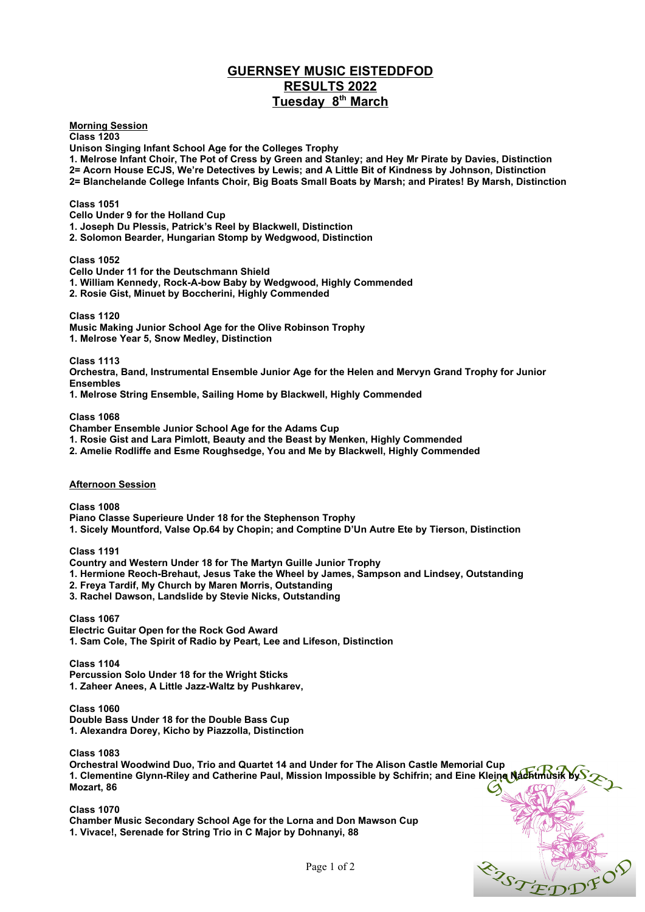# GUERNSEY MUSIC EISTEDDFOD
## RESULTS 2022
## Tuesday 8th March

**Morning Session**

**Class 1203**
**Unison Singing Infant School Age for the Colleges Trophy**
**1. Melrose Infant Choir, The Pot of Cress by Green and Stanley; and Hey Mr Pirate by Davies, Distinction**
**2= Acorn House ECJS, We're Detectives by Lewis; and A Little Bit of Kindness by Johnson, Distinction**
**2= Blanchelande College Infants Choir, Big Boats Small Boats by Marsh; and Pirates! By Marsh, Distinction**

**Class 1051**
**Cello Under 9 for the Holland Cup**
**1. Joseph Du Plessis, Patrick's Reel by Blackwell, Distinction**
**2. Solomon Bearder, Hungarian Stomp by Wedgwood, Distinction**

**Class 1052**
**Cello Under 11 for the Deutschmann Shield**
**1. William Kennedy, Rock-A-bow Baby by Wedgwood, Highly Commended**
**2. Rosie Gist, Minuet by Boccherini, Highly Commended**

**Class 1120**
**Music Making Junior School Age for the Olive Robinson Trophy**
**1. Melrose Year 5, Snow Medley, Distinction**

**Class 1113**
**Orchestra, Band, Instrumental Ensemble Junior Age for the Helen and Mervyn Grand Trophy for Junior Ensembles**
**1. Melrose String Ensemble, Sailing Home by Blackwell, Highly Commended**

**Class 1068**
**Chamber Ensemble Junior School Age for the Adams Cup**
**1. Rosie Gist and Lara Pimlott, Beauty and the Beast by Menken, Highly Commended**
**2. Amelie Rodliffe and Esme Roughsedge, You and Me by Blackwell, Highly Commended**

**Afternoon Session**

**Class 1008**
**Piano Classe Superieure Under 18 for the Stephenson Trophy**
**1. Sicely Mountford, Valse Op.64 by Chopin; and Comptine D'Un Autre Ete by Tierson, Distinction**

**Class 1191**
**Country and Western Under 18 for The Martyn Guille Junior Trophy**
**1. Hermione Reoch-Brehaut, Jesus Take the Wheel by James, Sampson and Lindsey, Outstanding**
**2. Freya Tardif, My Church by Maren Morris, Outstanding**
**3. Rachel Dawson, Landslide by Stevie Nicks, Outstanding**

**Class 1067**
**Electric Guitar Open for the Rock God Award**
**1. Sam Cole, The Spirit of Radio by Peart, Lee and Lifeson, Distinction**

**Class 1104**
**Percussion Solo Under 18 for the Wright Sticks**
**1. Zaheer Anees, A Little Jazz-Waltz by Pushkarev,**

**Class 1060**
**Double Bass Under 18 for the Double Bass Cup**
**1. Alexandra Dorey, Kicho by Piazzolla, Distinction**

**Class 1083**
**Orchestral Woodwind Duo, Trio and Quartet 14 and Under for The Alison Castle Memorial Cup**
**1. Clementine Glynn-Riley and Catherine Paul, Mission Impossible by Schifrin; and Eine Kleine Nachtmusik by Mozart, 86**

**Class 1070**
**Chamber Music Secondary School Age for the Lorna and Don Mawson Cup**
**1. Vivace!, Serenade for String Trio in C Major by Dohnanyi, 88**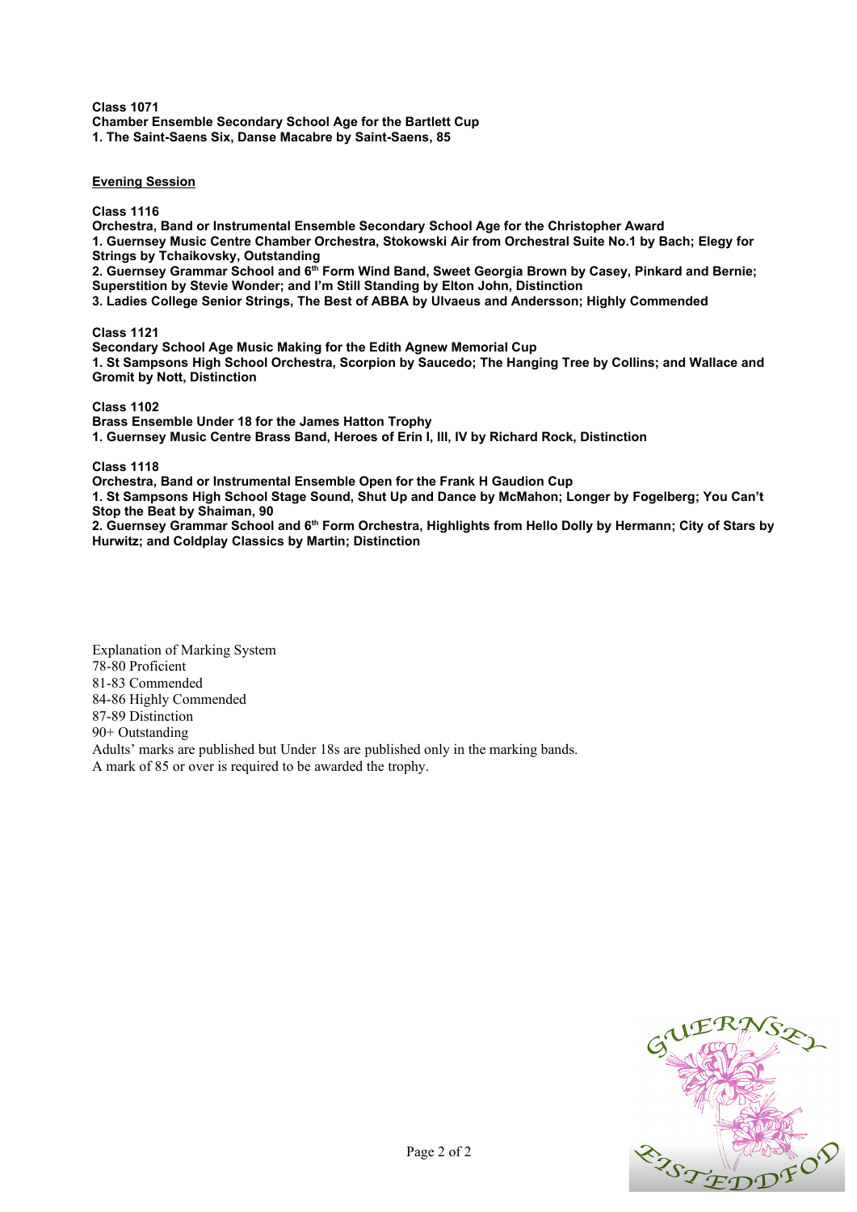**Class 1071**
**Chamber Ensemble Secondary School Age for the Bartlett Cup**
**1. The Saint-Saens Six, Danse Macabre by Saint-Saens, 85**

**Evening Session**

**Class 1116**
**Orchestra, Band or Instrumental Ensemble Secondary School Age for the Christopher Award**
**1. Guernsey Music Centre Chamber Orchestra, Stokowski Air from Orchestral Suite No.1 by Bach; Elegy for Strings by Tchaikovsky, Outstanding**
**2. Guernsey Grammar School and 6th Form Wind Band, Sweet Georgia Brown by Casey, Pinkard and Bernie; Superstition by Stevie Wonder; and I'm Still Standing by Elton John, Distinction**
**3. Ladies College Senior Strings, The Best of ABBA by Ulvaeus and Andersson; Highly Commended**

**Class 1121**
**Secondary School Age Music Making for the Edith Agnew Memorial Cup**
**1. St Sampsons High School Orchestra, Scorpion by Saucedo; The Hanging Tree by Collins; and Wallace and Gromit by Nott, Distinction**

**Class 1102**
**Brass Ensemble Under 18 for the James Hatton Trophy**
**1. Guernsey Music Centre Brass Band, Heroes of Erin I, III, IV by Richard Rock, Distinction**

**Class 1118**
**Orchestra, Band or Instrumental Ensemble Open for the Frank H Gaudion Cup**
**1. St Sampsons High School Stage Sound, Shut Up and Dance by McMahon; Longer by Fogelberg; You Can't Stop the Beat by Shaiman, 90**
**2. Guernsey Grammar School and 6th Form Orchestra, Highlights from Hello Dolly by Hermann; City of Stars by Hurwitz; and Coldplay Classics by Martin; Distinction**

Explanation of Marking System
78-80 Proficient
81-83 Commended
84-86 Highly Commended
87-89 Distinction
90+ Outstanding
Adults' marks are published but Under 18s are published only in the marking bands.
A mark of 85 or over is required to be awarded the trophy.